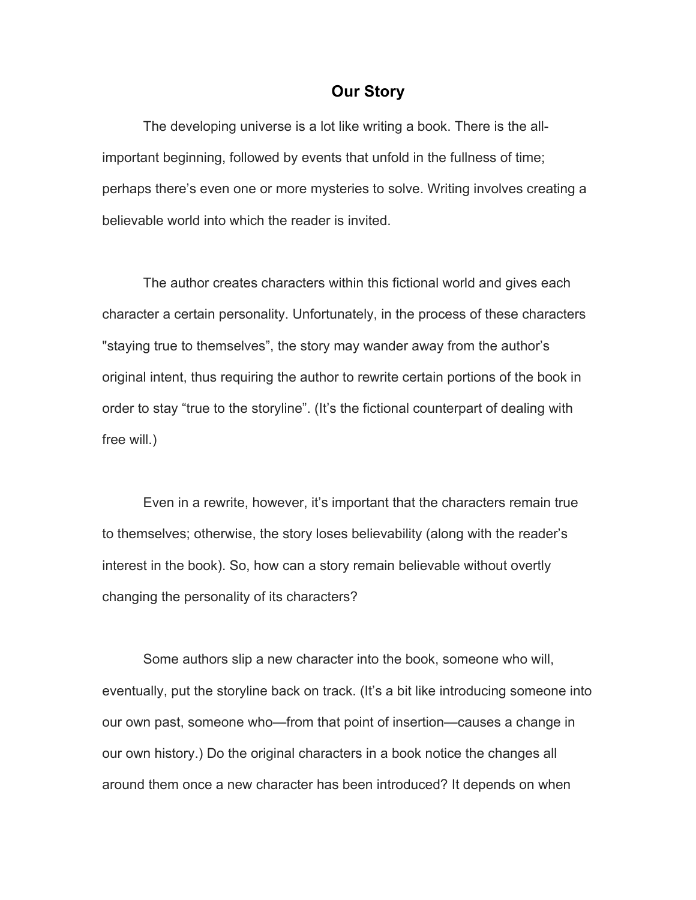# Our Story

The developing universe is a lot like writing a book. There is the all-important beginning, followed by events that unfold in the fullness of time; perhaps there's even one or more mysteries to solve. Writing involves creating a believable world into which the reader is invited.

The author creates characters within this fictional world and gives each character a certain personality. Unfortunately, in the process of these characters "staying true to themselves", the story may wander away from the author's original intent, thus requiring the author to rewrite certain portions of the book in order to stay "true to the storyline". (It's the fictional counterpart of dealing with free will.)

Even in a rewrite, however, it's important that the characters remain true to themselves; otherwise, the story loses believability (along with the reader's interest in the book). So, how can a story remain believable without overtly changing the personality of its characters?

Some authors slip a new character into the book, someone who will, eventually, put the storyline back on track. (It's a bit like introducing someone into our own past, someone who—from that point of insertion—causes a change in our own history.) Do the original characters in a book notice the changes all around them once a new character has been introduced? It depends on when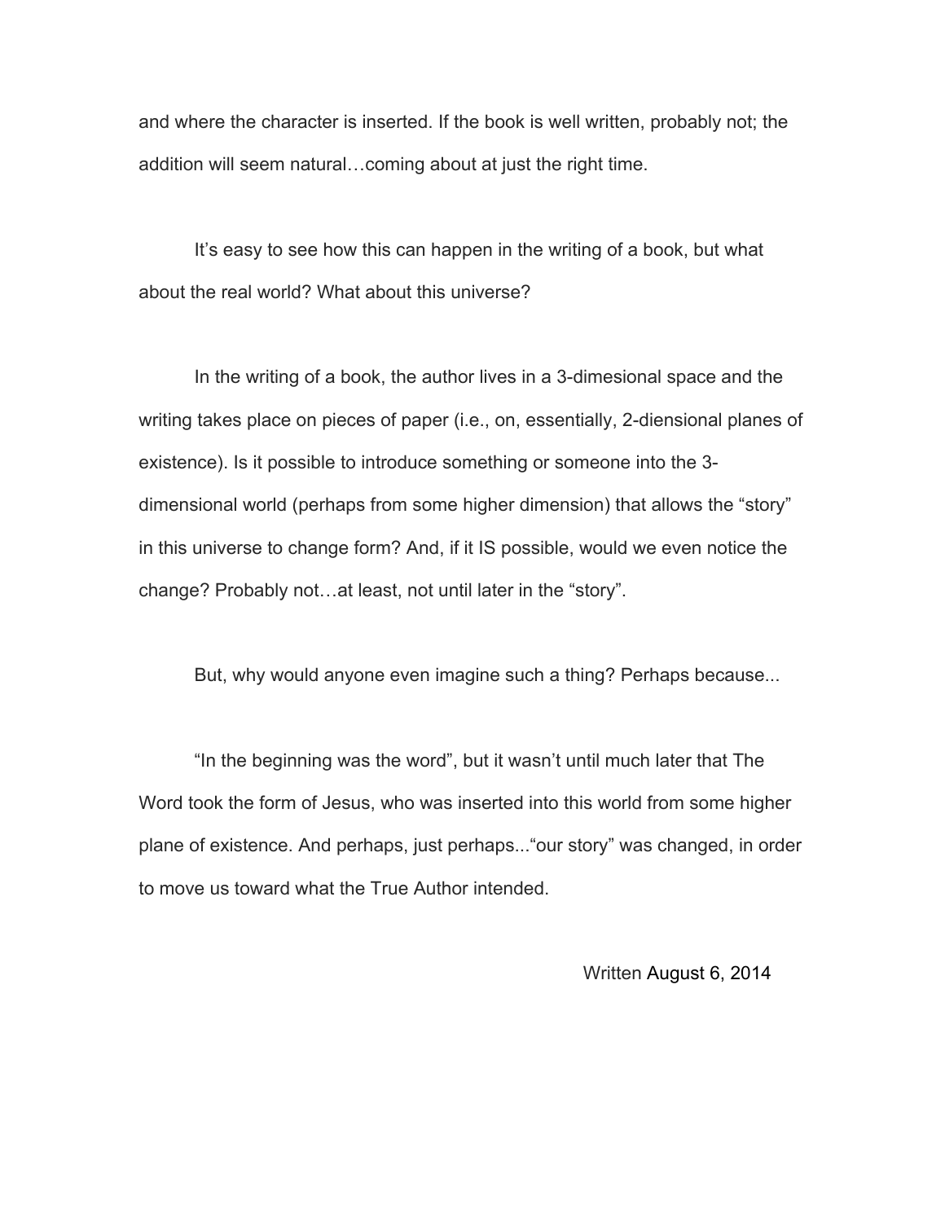and where the character is inserted. If the book is well written, probably not; the addition will seem natural…coming about at just the right time.

It's easy to see how this can happen in the writing of a book, but what about the real world? What about this universe?

In the writing of a book, the author lives in a 3-dimesional space and the writing takes place on pieces of paper (i.e., on, essentially, 2-diensional planes of existence). Is it possible to introduce something or someone into the 3-dimensional world (perhaps from some higher dimension) that allows the "story" in this universe to change form? And, if it IS possible, would we even notice the change? Probably not…at least, not until later in the "story".

But, why would anyone even imagine such a thing? Perhaps because...

"In the beginning was the word", but it wasn't until much later that The Word took the form of Jesus, who was inserted into this world from some higher plane of existence. And perhaps, just perhaps..."our story" was changed, in order to move us toward what the True Author intended.

Written August 6, 2014